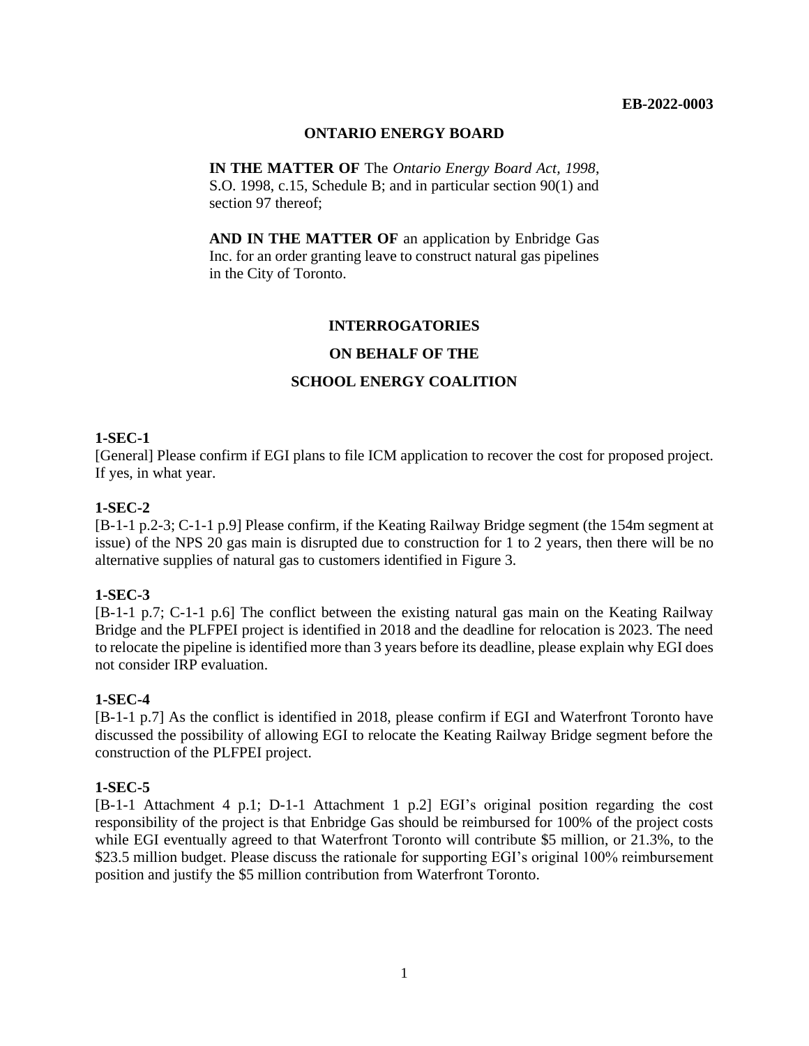**EB-2022-0003**

**ONTARIO ENERGY BOARD**

**IN THE MATTER OF** The *Ontario Energy Board Act, 1998*, S.O. 1998, c.15, Schedule B; and in particular section 90(1) and section 97 thereof;

**AND IN THE MATTER OF** an application by Enbridge Gas Inc. for an order granting leave to construct natural gas pipelines in the City of Toronto.

**INTERROGATORIES**

**ON BEHALF OF THE**

**SCHOOL ENERGY COALITION**

**1-SEC-1**

[General] Please confirm if EGI plans to file ICM application to recover the cost for proposed project. If yes, in what year.

**1-SEC-2**

[B-1-1 p.2-3; C-1-1 p.9] Please confirm, if the Keating Railway Bridge segment (the 154m segment at issue) of the NPS 20 gas main is disrupted due to construction for 1 to 2 years, then there will be no alternative supplies of natural gas to customers identified in Figure 3.

**1-SEC-3**

[B-1-1 p.7; C-1-1 p.6] The conflict between the existing natural gas main on the Keating Railway Bridge and the PLFPEI project is identified in 2018 and the deadline for relocation is 2023. The need to relocate the pipeline is identified more than 3 years before its deadline, please explain why EGI does not consider IRP evaluation.

**1-SEC-4**

[B-1-1 p.7] As the conflict is identified in 2018, please confirm if EGI and Waterfront Toronto have discussed the possibility of allowing EGI to relocate the Keating Railway Bridge segment before the construction of the PLFPEI project.

**1-SEC-5**

[B-1-1 Attachment 4 p.1; D-1-1 Attachment 1 p.2] EGI's original position regarding the cost responsibility of the project is that Enbridge Gas should be reimbursed for 100% of the project costs while EGI eventually agreed to that Waterfront Toronto will contribute $5 million, or 21.3%, to the $23.5 million budget. Please discuss the rationale for supporting EGI's original 100% reimbursement position and justify the $5 million contribution from Waterfront Toronto.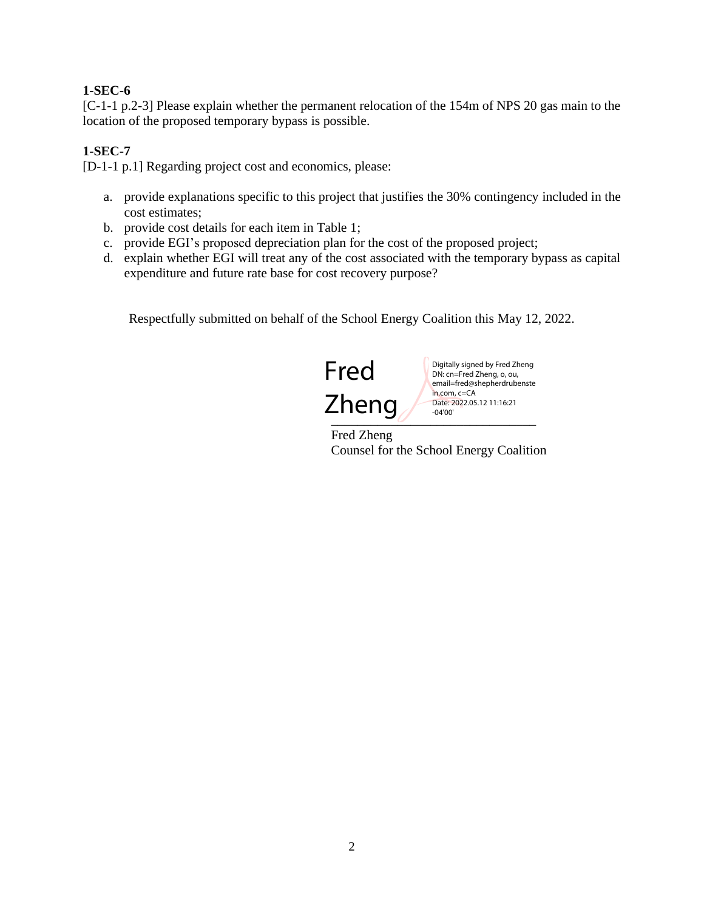**1-SEC-6**

[C-1-1 p.2-3] Please explain whether the permanent relocation of the 154m of NPS 20 gas main to the location of the proposed temporary bypass is possible.

**1-SEC-7**

[D-1-1 p.1] Regarding project cost and economics, please:

a. provide explanations specific to this project that justifies the 30% contingency included in the cost estimates;
b. provide cost details for each item in Table 1;
c. provide EGI's proposed depreciation plan for the cost of the proposed project;
d. explain whether EGI will treat any of the cost associated with the temporary bypass as capital expenditure and future rate base for cost recovery purpose?

Respectfully submitted on behalf of the School Energy Coalition this May 12, 2022.

Fred Zheng

Digitally signed by Fred Zheng
DN: cn=Fred Zheng, o, ou, email=fred@shepherdrubenstein.com, c=CA
Date: 2022.05.12 11:16:21 -04'00'

\_\_\_\_\_\_\_\_\_\_\_\_\_\_\_\_\_\_\_\_\_\_\_\_\_\_\_\_\_\_\_\_

Fred Zheng
Counsel for the School Energy Coalition